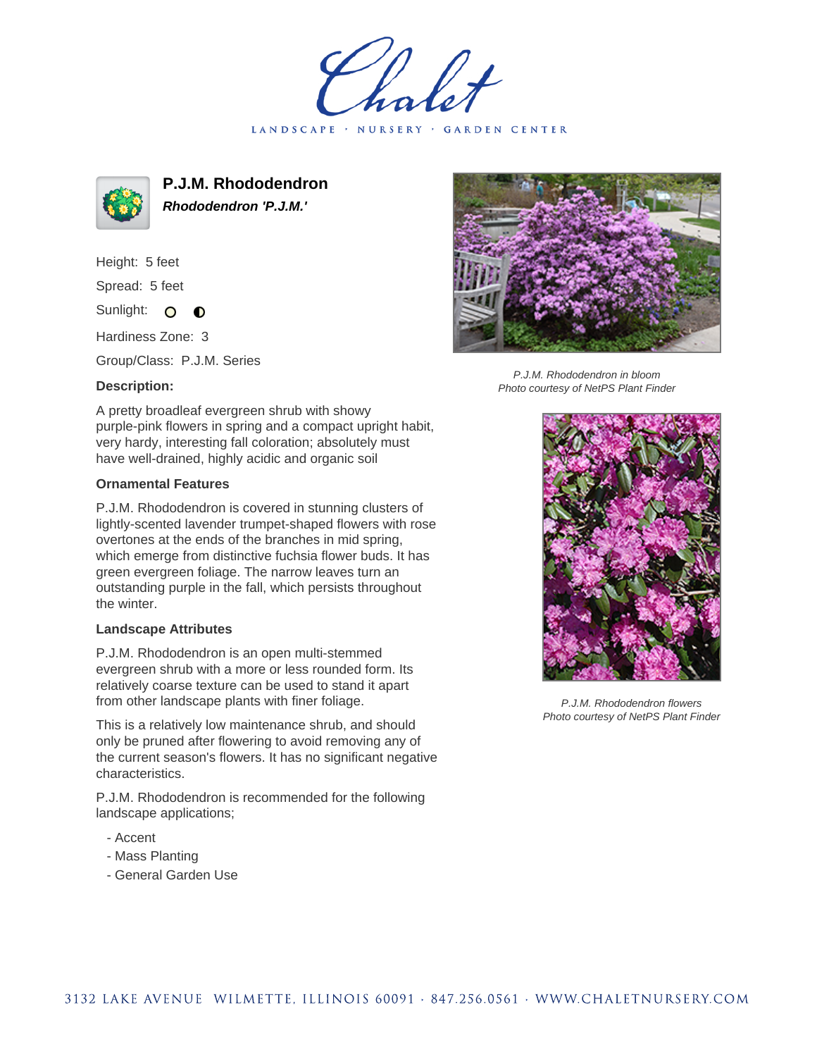Chalet

LANDSCAPE · NURSERY · GARDEN CENTER

# P.J.M. Rhododendron

***Rhododendron 'P.J.M.'***

Height: 5 feet

Spread: 5 feet

Sunlight:

Hardiness Zone: 3

Group/Class: P.J.M. Series

### Description:

A pretty broadleaf evergreen shrub with showy purple-pink flowers in spring and a compact upright habit, very hardy, interesting fall coloration; absolutely must have well-drained, highly acidic and organic soil

### Ornamental Features

P.J.M. Rhododendron is covered in stunning clusters of lightly-scented lavender trumpet-shaped flowers with rose overtones at the ends of the branches in mid spring, which emerge from distinctive fuchsia flower buds. It has green evergreen foliage. The narrow leaves turn an outstanding purple in the fall, which persists throughout the winter.

### Landscape Attributes

P.J.M. Rhododendron is an open multi-stemmed evergreen shrub with a more or less rounded form. Its relatively coarse texture can be used to stand it apart from other landscape plants with finer foliage.

This is a relatively low maintenance shrub, and should only be pruned after flowering to avoid removing any of the current season's flowers. It has no significant negative characteristics.

P.J.M. Rhododendron is recommended for the following landscape applications;

- Accent
- Mass Planting
- General Garden Use

*P.J.M. Rhododendron in bloom*
*Photo courtesy of NetPS Plant Finder*

*P.J.M. Rhododendron flowers*
*Photo courtesy of NetPS Plant Finder*

3132 LAKE AVENUE WILMETTE, ILLINOIS 60091 · 847.256.0561 · WWW.CHALETNURSERY.COM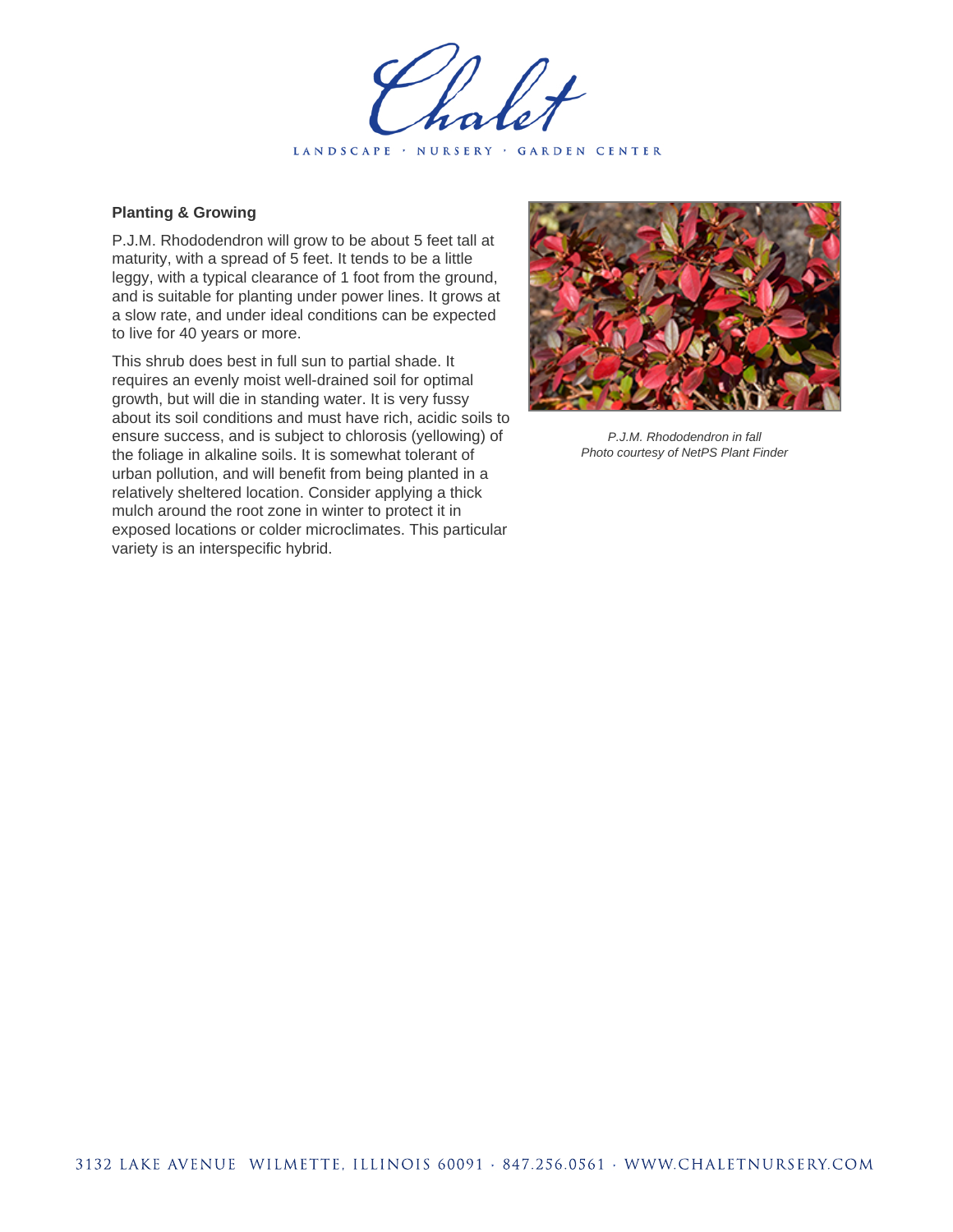### Planting & Growing

P.J.M. Rhododendron will grow to be about 5 feet tall at maturity, with a spread of 5 feet. It tends to be a little leggy, with a typical clearance of 1 foot from the ground, and is suitable for planting under power lines. It grows at a slow rate, and under ideal conditions can be expected to live for 40 years or more.

This shrub does best in full sun to partial shade. It requires an evenly moist well-drained soil for optimal growth, but will die in standing water. It is very fussy about its soil conditions and must have rich, acidic soils to ensure success, and is subject to chlorosis (yellowing) of the foliage in alkaline soils. It is somewhat tolerant of urban pollution, and will benefit from being planted in a relatively sheltered location. Consider applying a thick mulch around the root zone in winter to protect it in exposed locations or colder microclimates. This particular variety is an interspecific hybrid.

*P.J.M. Rhododendron in fall*
*Photo courtesy of NetPS Plant Finder*